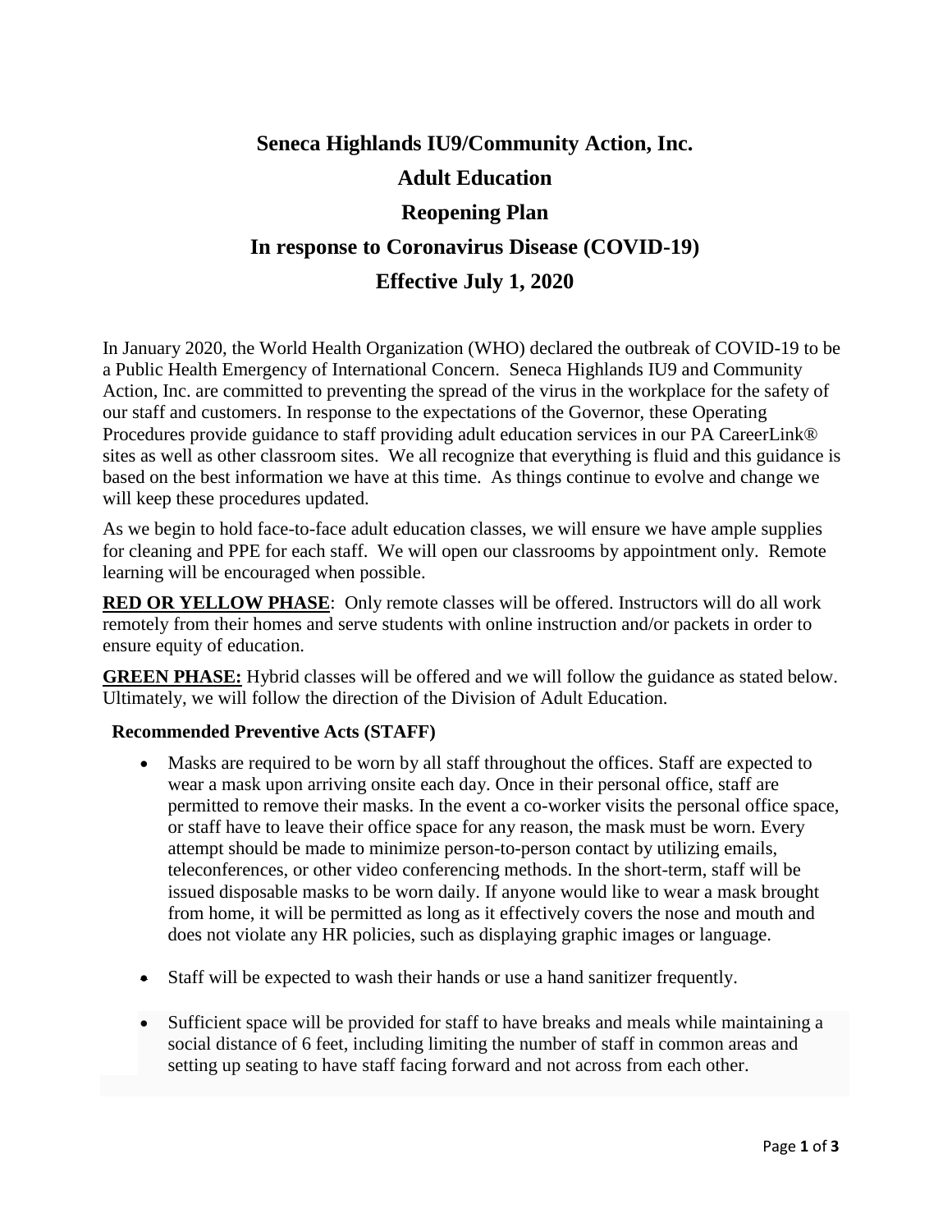# Seneca Highlands IU9/Community Action, Inc.

# Adult Education

# Reopening Plan

# In response to Coronavirus Disease (COVID-19)

# Effective July 1, 2020

In January 2020, the World Health Organization (WHO) declared the outbreak of COVID-19 to be a Public Health Emergency of International Concern. Seneca Highlands IU9 and Community Action, Inc. are committed to preventing the spread of the virus in the workplace for the safety of our staff and customers. In response to the expectations of the Governor, these Operating Procedures provide guidance to staff providing adult education services in our PA CareerLink® sites as well as other classroom sites. We all recognize that everything is fluid and this guidance is based on the best information we have at this time. As things continue to evolve and change we will keep these procedures updated.

As we begin to hold face-to-face adult education classes, we will ensure we have ample supplies for cleaning and PPE for each staff. We will open our classrooms by appointment only. Remote learning will be encouraged when possible.

**RED OR YELLOW PHASE**: Only remote classes will be offered. Instructors will do all work remotely from their homes and serve students with online instruction and/or packets in order to ensure equity of education.

**GREEN PHASE:** Hybrid classes will be offered and we will follow the guidance as stated below. Ultimately, we will follow the direction of the Division of Adult Education.

**Recommended Preventive Acts (STAFF)**

- Masks are required to be worn by all staff throughout the offices. Staff are expected to wear a mask upon arriving onsite each day. Once in their personal office, staff are permitted to remove their masks. In the event a co-worker visits the personal office space, or staff have to leave their office space for any reason, the mask must be worn. Every attempt should be made to minimize person-to-person contact by utilizing emails, teleconferences, or other video conferencing methods. In the short-term, staff will be issued disposable masks to be worn daily. If anyone would like to wear a mask brought from home, it will be permitted as long as it effectively covers the nose and mouth and does not violate any HR policies, such as displaying graphic images or language.

- Staff will be expected to wash their hands or use a hand sanitizer frequently.

- Sufficient space will be provided for staff to have breaks and meals while maintaining a social distance of 6 feet, including limiting the number of staff in common areas and setting up seating to have staff facing forward and not across from each other.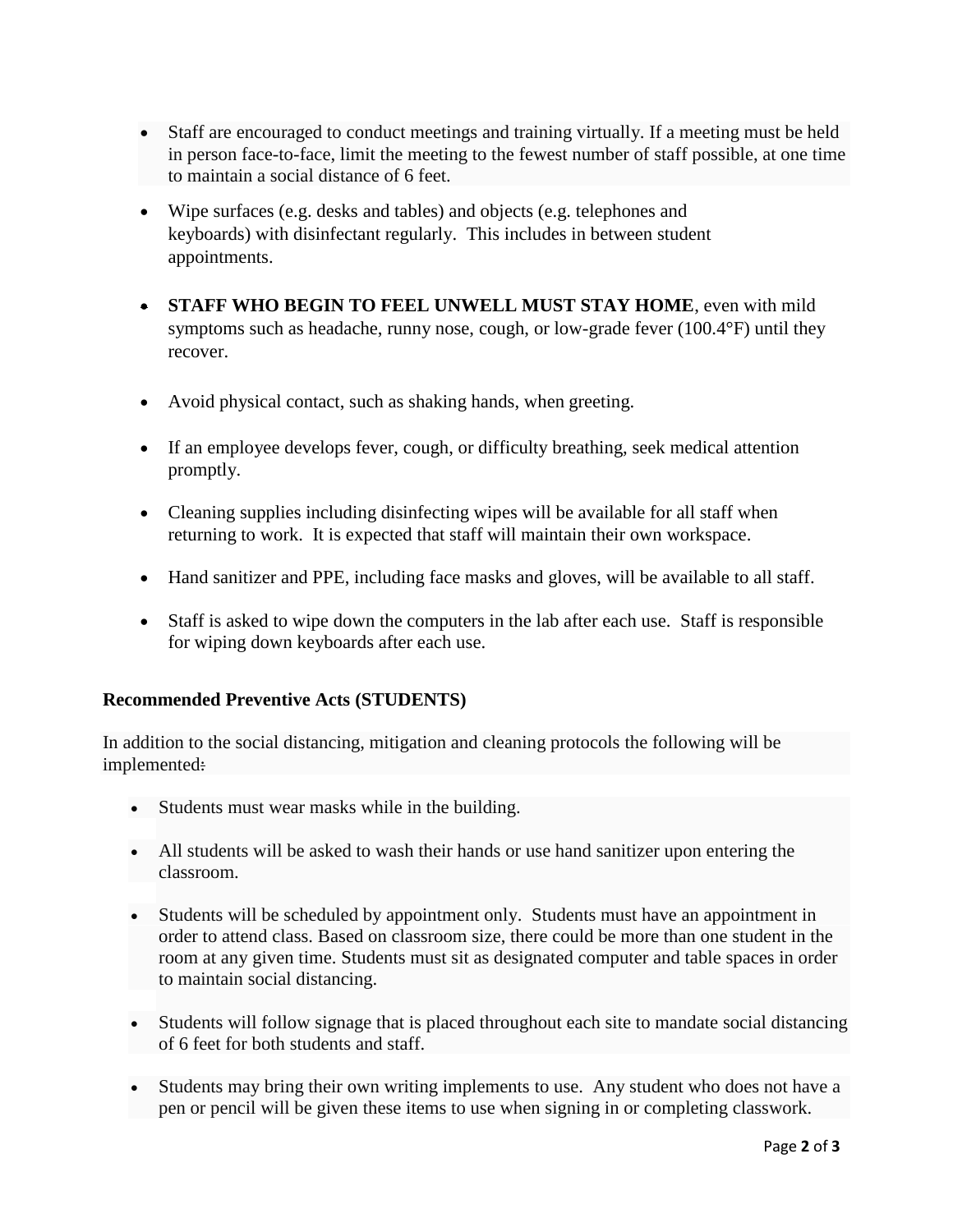- Staff are encouraged to conduct meetings and training virtually. If a meeting must be held in person face-to-face, limit the meeting to the fewest number of staff possible, at one time to maintain a social distance of 6 feet.

- Wipe surfaces (e.g. desks and tables) and objects (e.g. telephones and keyboards) with disinfectant regularly. This includes in between student appointments.

- **STAFF WHO BEGIN TO FEEL UNWELL MUST STAY HOME**, even with mild symptoms such as headache, runny nose, cough, or low-grade fever (100.4°F) until they recover.

- Avoid physical contact, such as shaking hands, when greeting.

- If an employee develops fever, cough, or difficulty breathing, seek medical attention promptly.

- Cleaning supplies including disinfecting wipes will be available for all staff when returning to work. It is expected that staff will maintain their own workspace.

- Hand sanitizer and PPE, including face masks and gloves, will be available to all staff.

- Staff is asked to wipe down the computers in the lab after each use. Staff is responsible for wiping down keyboards after each use.

**Recommended Preventive Acts (STUDENTS)**

In addition to the social distancing, mitigation and cleaning protocols the following will be implemented:

- Students must wear masks while in the building.

- All students will be asked to wash their hands or use hand sanitizer upon entering the classroom.

- Students will be scheduled by appointment only. Students must have an appointment in order to attend class. Based on classroom size, there could be more than one student in the room at any given time. Students must sit as designated computer and table spaces in order to maintain social distancing.

- Students will follow signage that is placed throughout each site to mandate social distancing of 6 feet for both students and staff.

- Students may bring their own writing implements to use. Any student who does not have a pen or pencil will be given these items to use when signing in or completing classwork.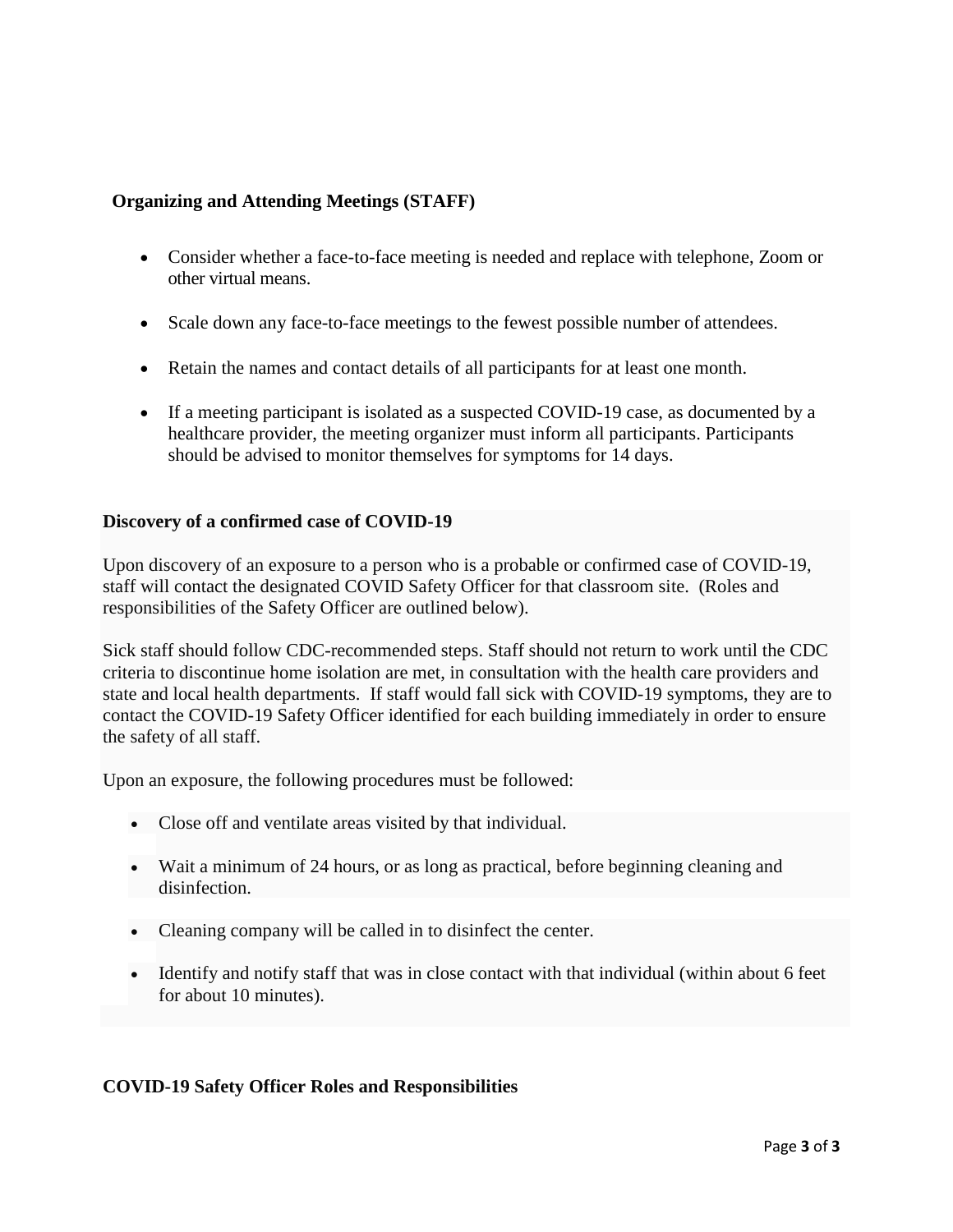### Organizing and Attending Meetings (STAFF)

- Consider whether a face-to-face meeting is needed and replace with telephone, Zoom or other virtual means.
- Scale down any face-to-face meetings to the fewest possible number of attendees.
- Retain the names and contact details of all participants for at least one month.
- If a meeting participant is isolated as a suspected COVID-19 case, as documented by a healthcare provider, the meeting organizer must inform all participants. Participants should be advised to monitor themselves for symptoms for 14 days.

### Discovery of a confirmed case of COVID-19

Upon discovery of an exposure to a person who is a probable or confirmed case of COVID-19, staff will contact the designated COVID Safety Officer for that classroom site. (Roles and responsibilities of the Safety Officer are outlined below).

Sick staff should follow CDC-recommended steps. Staff should not return to work until the CDC criteria to discontinue home isolation are met, in consultation with the health care providers and state and local health departments. If staff would fall sick with COVID-19 symptoms, they are to contact the COVID-19 Safety Officer identified for each building immediately in order to ensure the safety of all staff.

Upon an exposure, the following procedures must be followed:

- Close off and ventilate areas visited by that individual.
- Wait a minimum of 24 hours, or as long as practical, before beginning cleaning and disinfection.
- Cleaning company will be called in to disinfect the center.
- Identify and notify staff that was in close contact with that individual (within about 6 feet for about 10 minutes).

### COVID-19 Safety Officer Roles and Responsibilities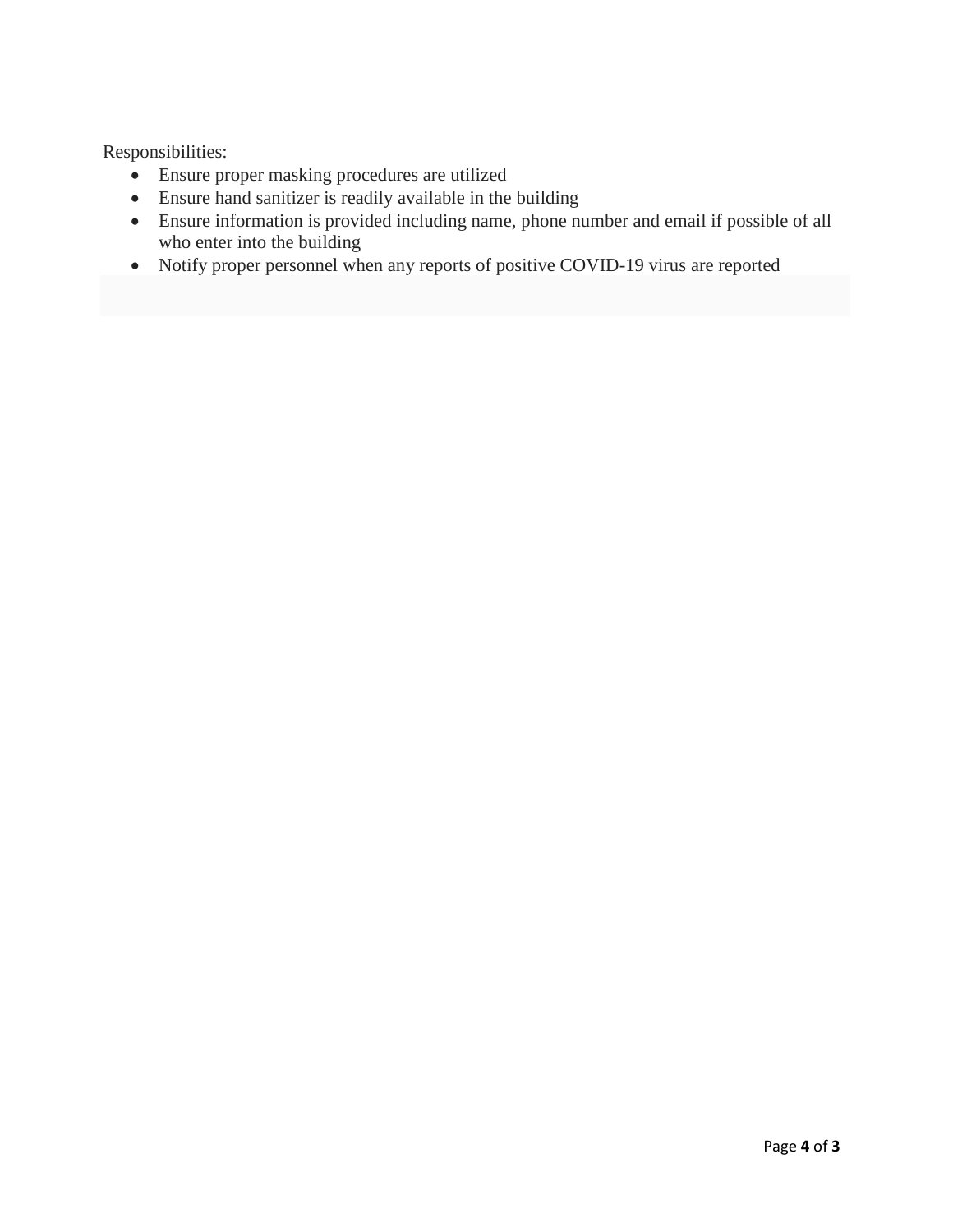Responsibilities:

- Ensure proper masking procedures are utilized
- Ensure hand sanitizer is readily available in the building
- Ensure information is provided including name, phone number and email if possible of all who enter into the building
- Notify proper personnel when any reports of positive COVID-19 virus are reported